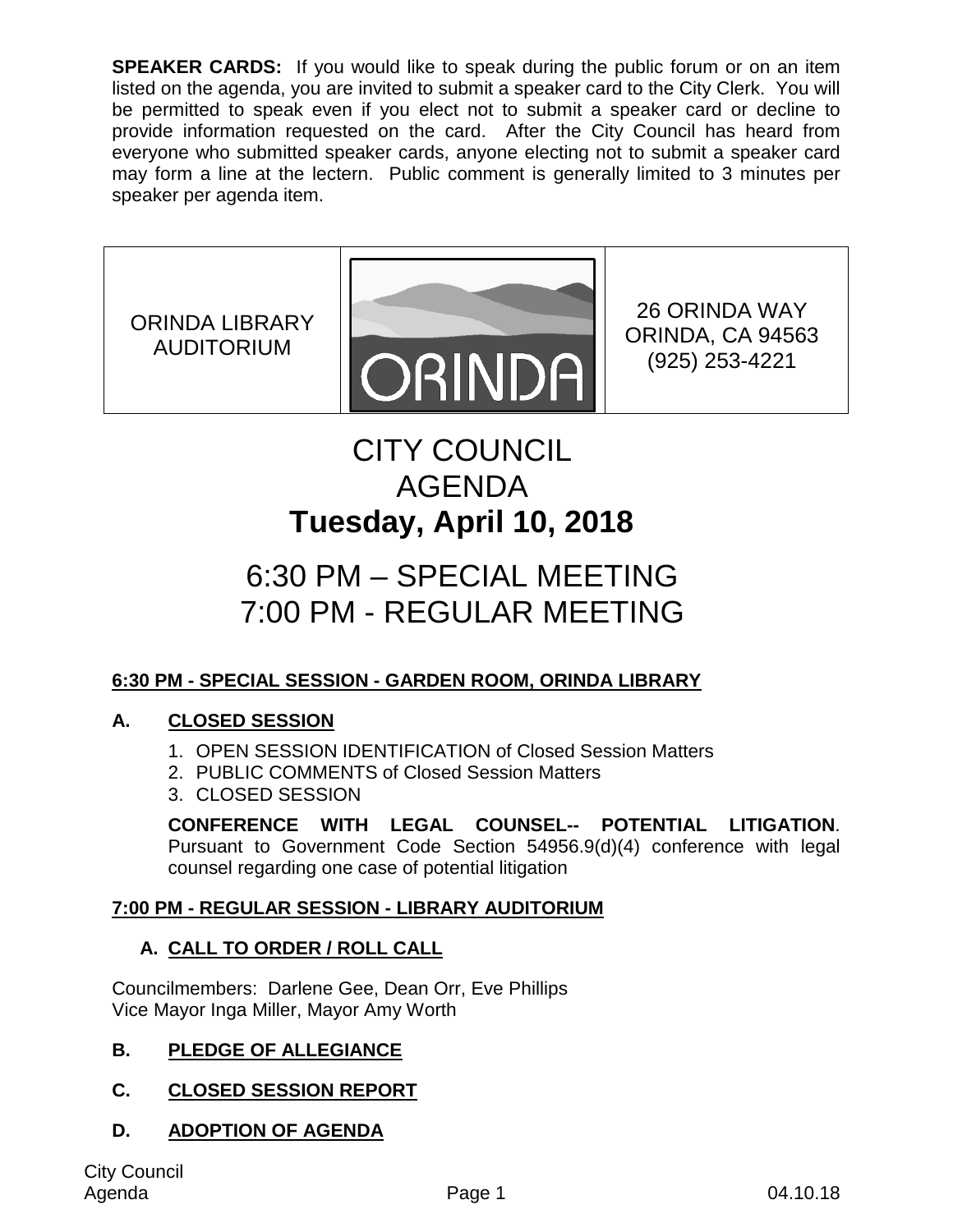**SPEAKER CARDS:** If you would like to speak during the public forum or on an item listed on the agenda, you are invited to submit a speaker card to the City Clerk. You will be permitted to speak even if you elect not to submit a speaker card or decline to provide information requested on the card. After the City Council has heard from everyone who submitted speaker cards, anyone electing not to submit a speaker card may form a line at the lectern. Public comment is generally limited to 3 minutes per speaker per agenda item.

| ORINDA LIBRARY AUDITORIUM | ORINDA | 26 ORINDA WAY<br>ORINDA, CA 94563<br>(925) 253-4221 |
|---|---|---|

# CITY COUNCIL
# AGENDA
# Tuesday, April 10, 2018

## 6:30 PM – SPECIAL MEETING
## 7:00 PM - REGULAR MEETING

**6:30 PM - SPECIAL SESSION - GARDEN ROOM, ORINDA LIBRARY**

**A. CLOSED SESSION**

1. OPEN SESSION IDENTIFICATION of Closed Session Matters
2. PUBLIC COMMENTS of Closed Session Matters
3. CLOSED SESSION

**CONFERENCE WITH LEGAL COUNSEL-- POTENTIAL LITIGATION**. Pursuant to Government Code Section 54956.9(d)(4) conference with legal counsel regarding one case of potential litigation

**7:00 PM - REGULAR SESSION - LIBRARY AUDITORIUM**

**A. CALL TO ORDER / ROLL CALL**

Councilmembers: Darlene Gee, Dean Orr, Eve Phillips
Vice Mayor Inga Miller, Mayor Amy Worth

**B. PLEDGE OF ALLEGIANCE**

**C. CLOSED SESSION REPORT**

**D. ADOPTION OF AGENDA**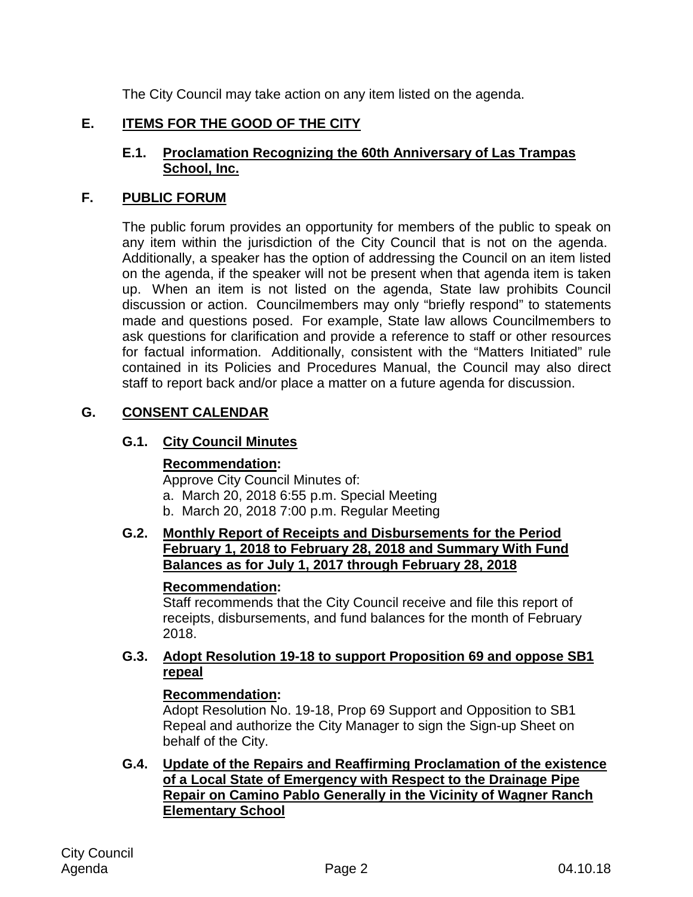The City Council may take action on any item listed on the agenda.

## E. ITEMS FOR THE GOOD OF THE CITY

### E.1. Proclamation Recognizing the 60th Anniversary of Las Trampas School, Inc.

## F. PUBLIC FORUM

The public forum provides an opportunity for members of the public to speak on any item within the jurisdiction of the City Council that is not on the agenda. Additionally, a speaker has the option of addressing the Council on an item listed on the agenda, if the speaker will not be present when that agenda item is taken up. When an item is not listed on the agenda, State law prohibits Council discussion or action. Councilmembers may only "briefly respond" to statements made and questions posed. For example, State law allows Councilmembers to ask questions for clarification and provide a reference to staff or other resources for factual information. Additionally, consistent with the "Matters Initiated" rule contained in its Policies and Procedures Manual, the Council may also direct staff to report back and/or place a matter on a future agenda for discussion.

## G. CONSENT CALENDAR

### G.1. City Council Minutes

**Recommendation:**
Approve City Council Minutes of:
a. March 20, 2018 6:55 p.m. Special Meeting
b. March 20, 2018 7:00 p.m. Regular Meeting

### G.2. Monthly Report of Receipts and Disbursements for the Period February 1, 2018 to February 28, 2018 and Summary With Fund Balances as for July 1, 2017 through February 28, 2018

**Recommendation:**
Staff recommends that the City Council receive and file this report of receipts, disbursements, and fund balances for the month of February 2018.

### G.3. Adopt Resolution 19-18 to support Proposition 69 and oppose SB1 repeal

**Recommendation:**
Adopt Resolution No. 19-18, Prop 69 Support and Opposition to SB1 Repeal and authorize the City Manager to sign the Sign-up Sheet on behalf of the City.

### G.4. Update of the Repairs and Reaffirming Proclamation of the existence of a Local State of Emergency with Respect to the Drainage Pipe Repair on Camino Pablo Generally in the Vicinity of Wagner Ranch Elementary School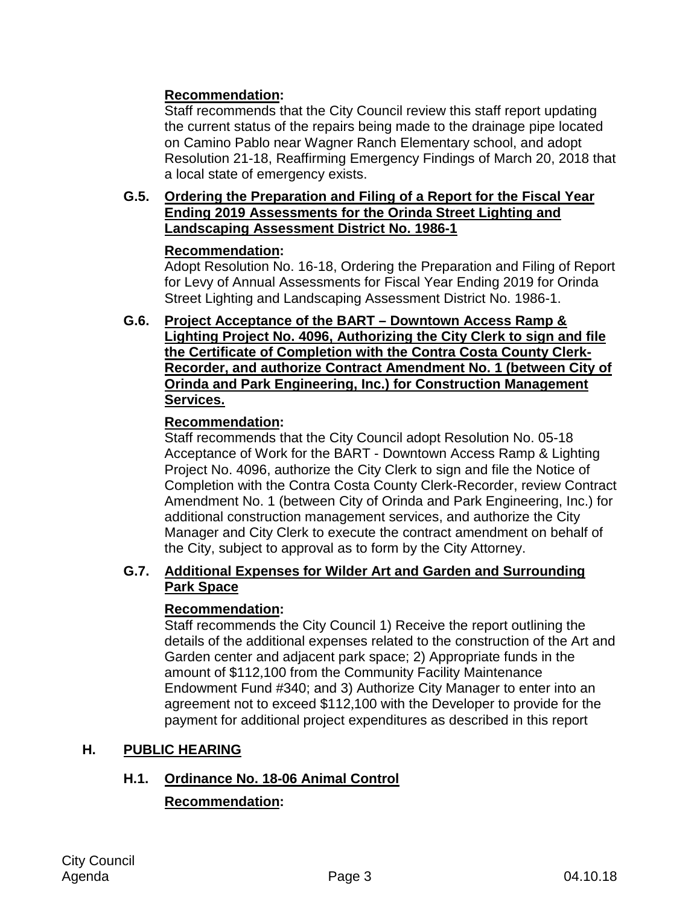**Recommendation:**

Staff recommends that the City Council review this staff report updating the current status of the repairs being made to the drainage pipe located on Camino Pablo near Wagner Ranch Elementary school, and adopt Resolution 21-18, Reaffirming Emergency Findings of March 20, 2018 that a local state of emergency exists.

**G.5. Ordering the Preparation and Filing of a Report for the Fiscal Year Ending 2019 Assessments for the Orinda Street Lighting and Landscaping Assessment District No. 1986-1**

**Recommendation:**

Adopt Resolution No. 16-18, Ordering the Preparation and Filing of Report for Levy of Annual Assessments for Fiscal Year Ending 2019 for Orinda Street Lighting and Landscaping Assessment District No. 1986-1.

**G.6. Project Acceptance of the BART – Downtown Access Ramp & Lighting Project No. 4096, Authorizing the City Clerk to sign and file the Certificate of Completion with the Contra Costa County Clerk-Recorder, and authorize Contract Amendment No. 1 (between City of Orinda and Park Engineering, Inc.) for Construction Management Services.**

**Recommendation:**

Staff recommends that the City Council adopt Resolution No. 05-18 Acceptance of Work for the BART - Downtown Access Ramp & Lighting Project No. 4096, authorize the City Clerk to sign and file the Notice of Completion with the Contra Costa County Clerk-Recorder, review Contract Amendment No. 1 (between City of Orinda and Park Engineering, Inc.) for additional construction management services, and authorize the City Manager and City Clerk to execute the contract amendment on behalf of the City, subject to approval as to form by the City Attorney.

**G.7. Additional Expenses for Wilder Art and Garden and Surrounding Park Space**

**Recommendation:**

Staff recommends the City Council 1) Receive the report outlining the details of the additional expenses related to the construction of the Art and Garden center and adjacent park space; 2) Appropriate funds in the amount of $112,100 from the Community Facility Maintenance Endowment Fund #340; and 3) Authorize City Manager to enter into an agreement not to exceed $112,100 with the Developer to provide for the payment for additional project expenditures as described in this report

## H. PUBLIC HEARING

**H.1. Ordinance No. 18-06 Animal Control**

**Recommendation:**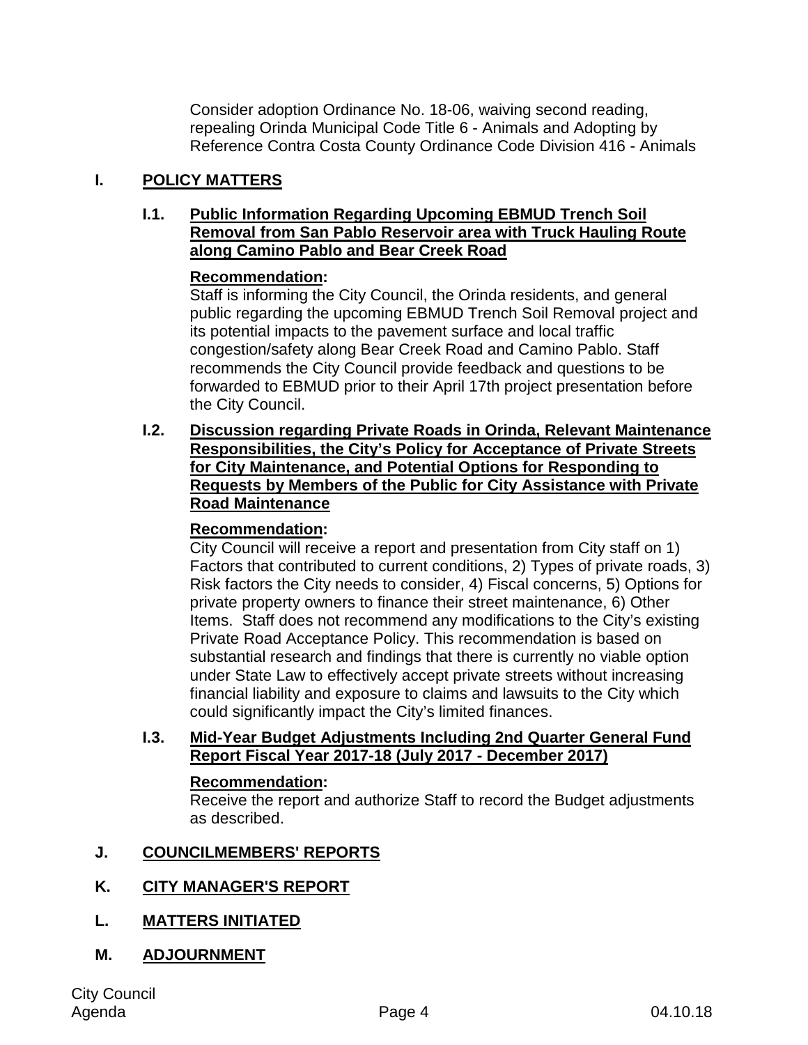Consider adoption Ordinance No. 18-06, waiving second reading, repealing Orinda Municipal Code Title 6 - Animals and Adopting by Reference Contra Costa County Ordinance Code Division 416 - Animals

## I. POLICY MATTERS

### I.1. Public Information Regarding Upcoming EBMUD Trench Soil Removal from San Pablo Reservoir area with Truck Hauling Route along Camino Pablo and Bear Creek Road

**Recommendation:**
Staff is informing the City Council, the Orinda residents, and general public regarding the upcoming EBMUD Trench Soil Removal project and its potential impacts to the pavement surface and local traffic congestion/safety along Bear Creek Road and Camino Pablo. Staff recommends the City Council provide feedback and questions to be forwarded to EBMUD prior to their April 17th project presentation before the City Council.

### I.2. Discussion regarding Private Roads in Orinda, Relevant Maintenance Responsibilities, the City's Policy for Acceptance of Private Streets for City Maintenance, and Potential Options for Responding to Requests by Members of the Public for City Assistance with Private Road Maintenance

**Recommendation:**
City Council will receive a report and presentation from City staff on 1) Factors that contributed to current conditions, 2) Types of private roads, 3) Risk factors the City needs to consider, 4) Fiscal concerns, 5) Options for private property owners to finance their street maintenance, 6) Other Items. Staff does not recommend any modifications to the City's existing Private Road Acceptance Policy. This recommendation is based on substantial research and findings that there is currently no viable option under State Law to effectively accept private streets without increasing financial liability and exposure to claims and lawsuits to the City which could significantly impact the City's limited finances.

### I.3. Mid-Year Budget Adjustments Including 2nd Quarter General Fund Report Fiscal Year 2017-18 (July 2017 - December 2017)

**Recommendation:**
Receive the report and authorize Staff to record the Budget adjustments as described.

## J. COUNCILMEMBERS' REPORTS

## K. CITY MANAGER'S REPORT

## L. MATTERS INITIATED

## M. ADJOURNMENT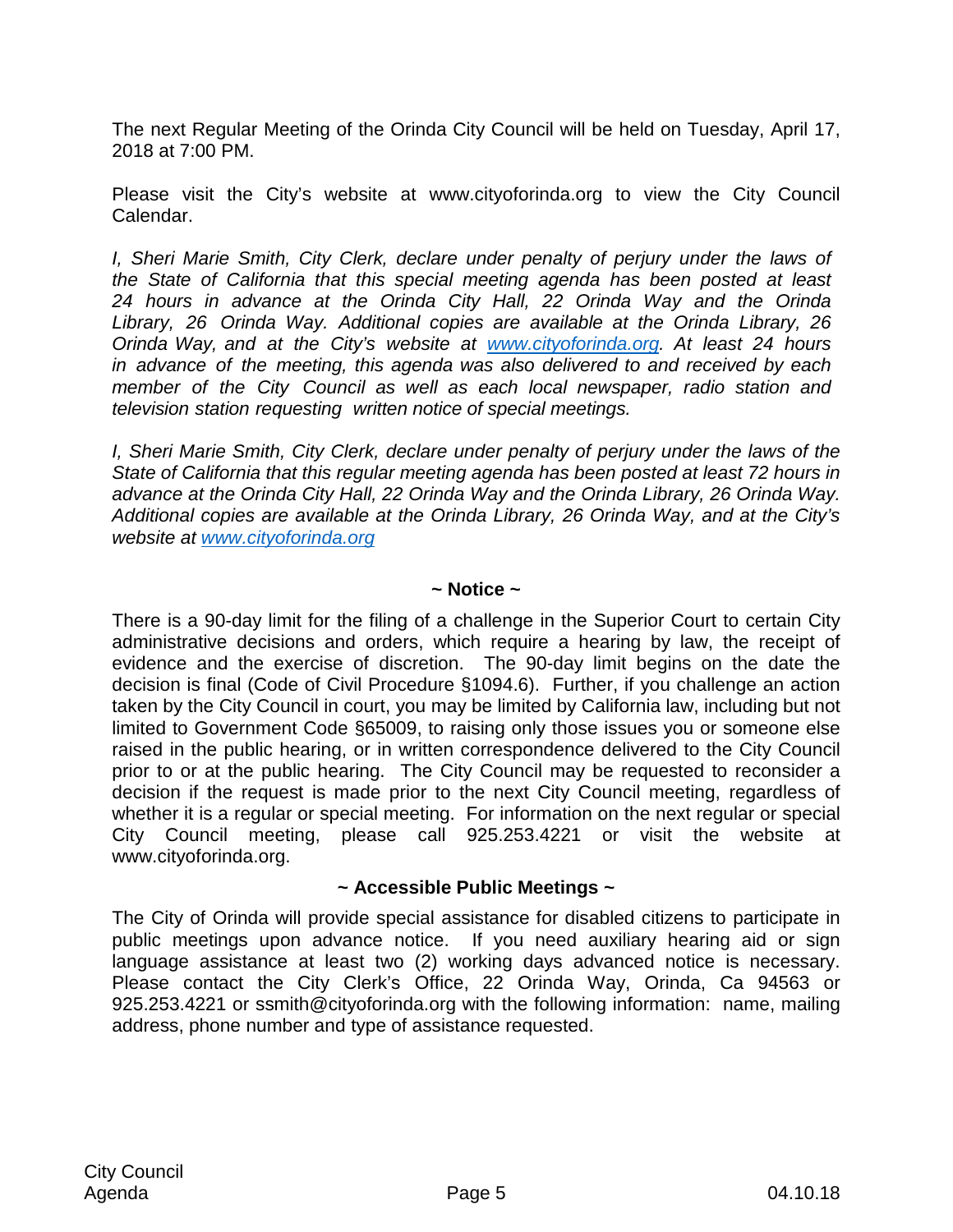The next Regular Meeting of the Orinda City Council will be held on Tuesday, April 17, 2018 at 7:00 PM.

Please visit the City's website at www.cityoforinda.org to view the City Council Calendar.

*I, Sheri Marie Smith, City Clerk, declare under penalty of perjury under the laws of the State of California that this special meeting agenda has been posted at least 24 hours in advance at the Orinda City Hall, 22 Orinda Way and the Orinda Library, 26 Orinda Way. Additional copies are available at the Orinda Library, 26 Orinda Way, and at the City's website at [www.cityoforinda.org](http://www.cityoforinda.org). At least 24 hours in advance of the meeting, this agenda was also delivered to and received by each member of the City Council as well as each local newspaper, radio station and television station requesting written notice of special meetings.*

*I, Sheri Marie Smith, City Clerk, declare under penalty of perjury under the laws of the State of California that this regular meeting agenda has been posted at least 72 hours in advance at the Orinda City Hall, 22 Orinda Way and the Orinda Library, 26 Orinda Way. Additional copies are available at the Orinda Library, 26 Orinda Way, and at the City's website at [www.cityoforinda.org](http://www.cityoforinda.org)*

**~ Notice ~**

There is a 90-day limit for the filing of a challenge in the Superior Court to certain City administrative decisions and orders, which require a hearing by law, the receipt of evidence and the exercise of discretion. The 90-day limit begins on the date the decision is final (Code of Civil Procedure §1094.6). Further, if you challenge an action taken by the City Council in court, you may be limited by California law, including but not limited to Government Code §65009, to raising only those issues you or someone else raised in the public hearing, or in written correspondence delivered to the City Council prior to or at the public hearing. The City Council may be requested to reconsider a decision if the request is made prior to the next City Council meeting, regardless of whether it is a regular or special meeting. For information on the next regular or special City Council meeting, please call 925.253.4221 or visit the website at www.cityoforinda.org.

**~ Accessible Public Meetings ~**

The City of Orinda will provide special assistance for disabled citizens to participate in public meetings upon advance notice. If you need auxiliary hearing aid or sign language assistance at least two (2) working days advanced notice is necessary. Please contact the City Clerk's Office, 22 Orinda Way, Orinda, Ca 94563 or 925.253.4221 or ssmith@cityoforinda.org with the following information: name, mailing address, phone number and type of assistance requested.